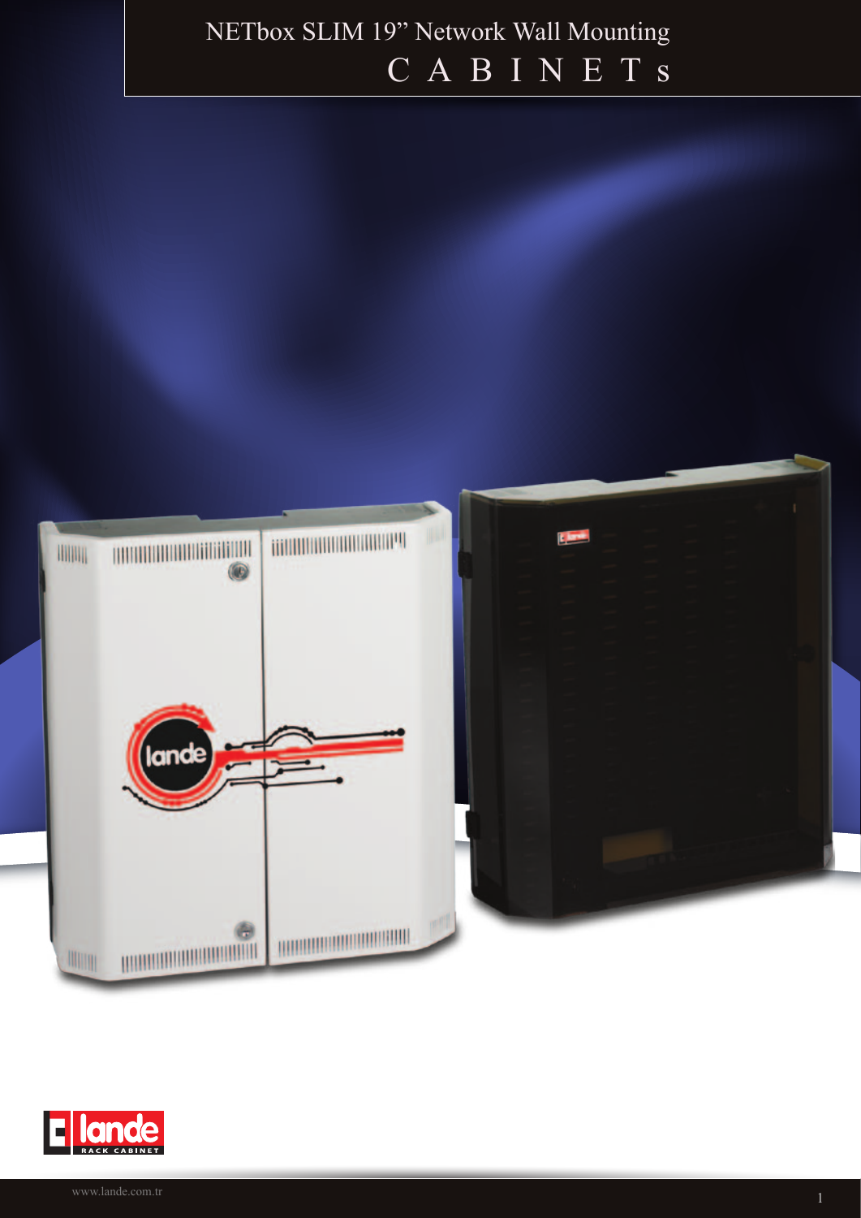# NETbox SLIM 19" Network Wall Mounting

# C A B I N E T s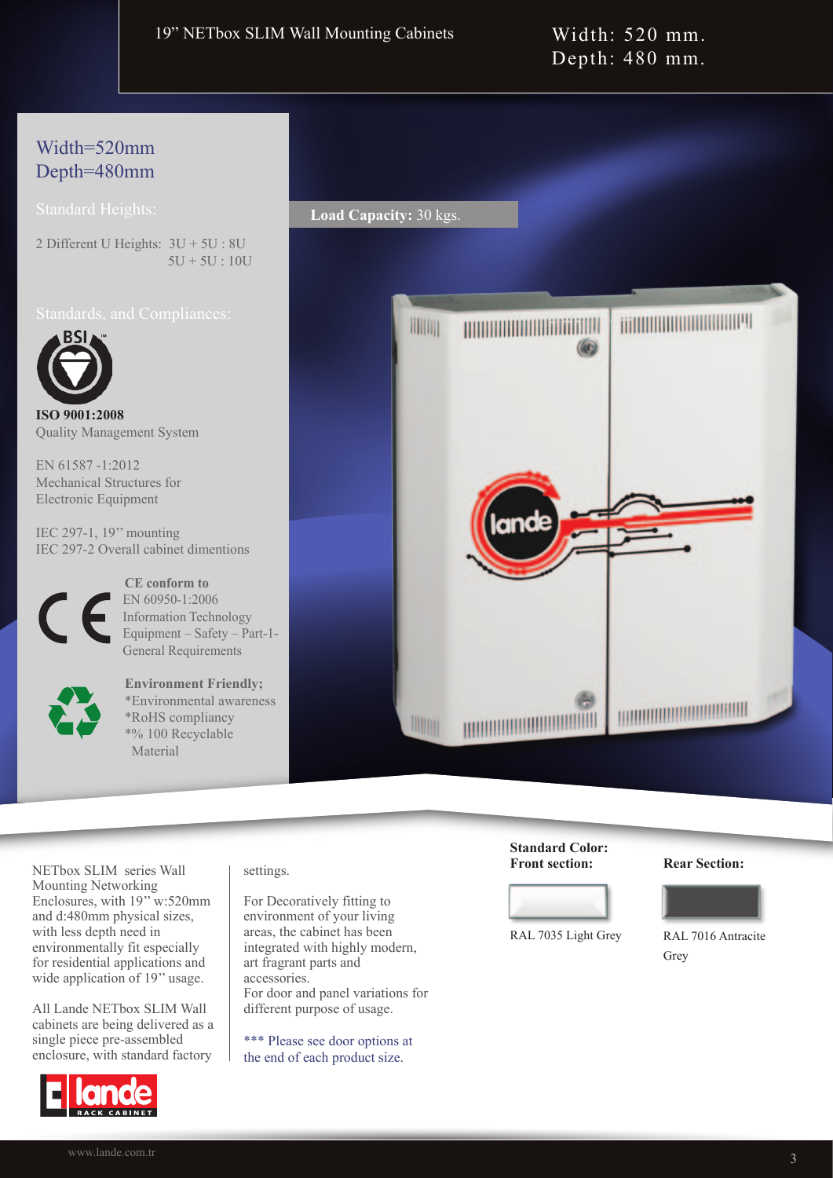# 19” NETbox SLIM Wall Mounting Cabinets

Width: 520 mm.
Depth: 480 mm.

Width=520mm
Depth=480mm

## Standard Heights:

2 Different U Heights: 3U + 5U : 8U
5U + 5U : 10U

## Standards, and Compliances:

**ISO 9001:2008**
Quality Management System

EN 61587 -1:2012
Mechanical Structures for Electronic Equipment

IEC 297-1, 19” mounting
IEC 297-2 Overall cabinet dimentions

**CE conform to**
EN 60950-1:2006
Information Technology Equipment – Safety – Part-1- General Requirements

**Environment Friendly;**
*Environmental awareness
*RoHS compliancy
*% 100 Recyclable Material

**Load Capacity:** 30 kgs.

NETbox SLIM series Wall Mounting Networking Enclosures, with 19” w:520mm and d:480mm physical sizes, with less depth need in environmentally fit especially for residential applications and wide application of 19” usage.

All Lande NETbox SLIM Wall cabinets are being delivered as a single piece pre-assembled enclosure, with standard factory settings.

For Decoratively fitting to environment of your living areas, the cabinet has been integrated with highly modern, art fragrant parts and accessories.
For door and panel variations for different purpose of usage.

*** Please see door options at the end of each product size.

**Standard Color:**
**Front section:**

RAL 7035 Light Grey

**Rear Section:**

RAL 7016 Antracite Grey

www.lande.com.tr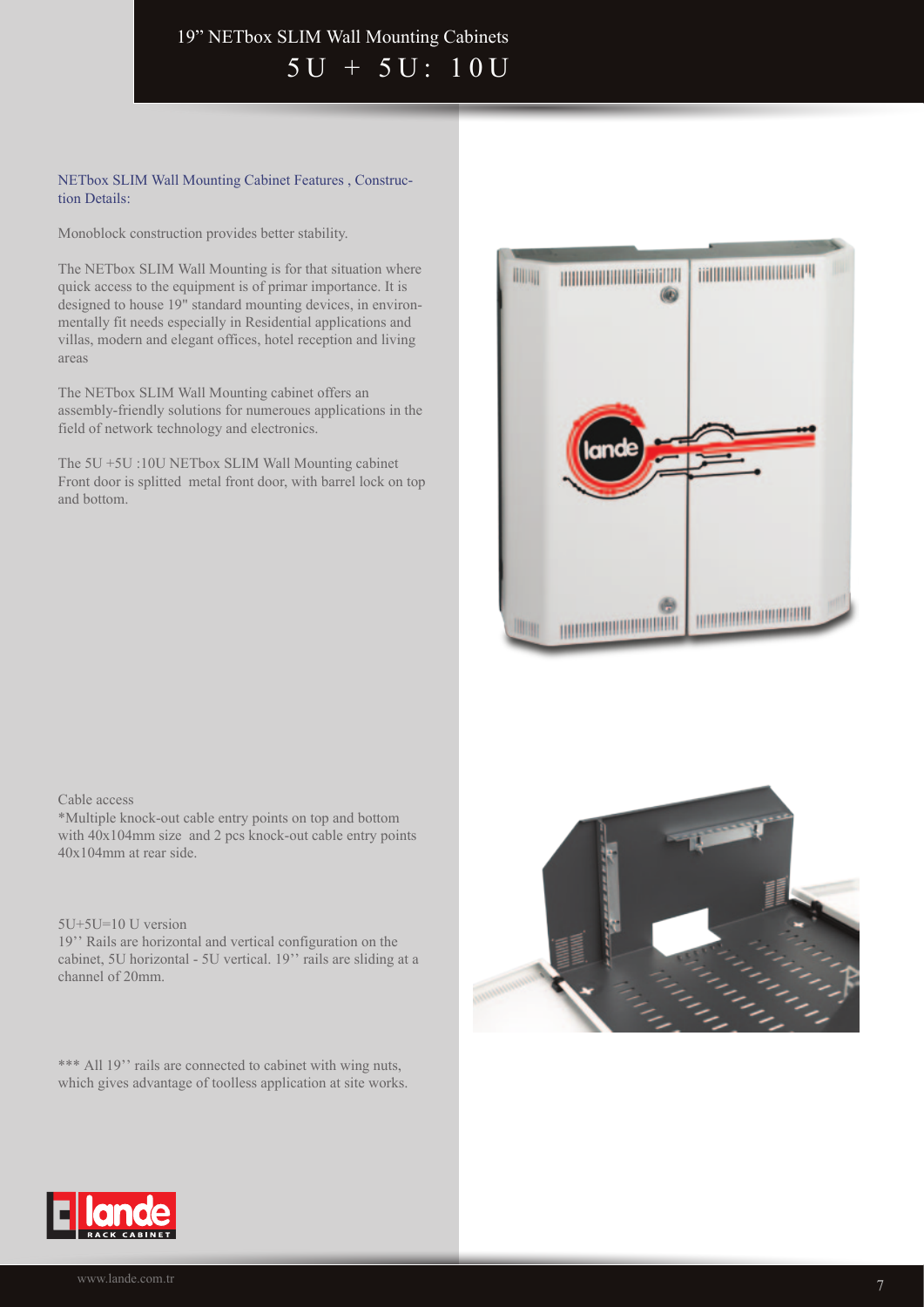# 19” NETbox SLIM Wall Mounting Cabinets
## 5U + 5U: 10U

NETbox SLIM Wall Mounting Cabinet Features , Construction Details:

Monoblock construction provides better stability.

The NETbox SLIM Wall Mounting is for that situation where quick access to the equipment is of primar importance. It is designed to house 19" standard mounting devices, in environmentally fit needs especially in Residential applications and villas, modern and elegant offices, hotel reception and living areas

The NETbox SLIM Wall Mounting cabinet offers an assembly-friendly solutions for numeroues applications in the field of network technology and electronics.

The 5U +5U :10U NETbox SLIM Wall Mounting cabinet Front door is splitted metal front door, with barrel lock on top and bottom.

Cable access
*Multiple knock-out cable entry points on top and bottom with 40x104mm size and 2 pcs knock-out cable entry points 40x104mm at rear side.

5U+5U=10 U version
19’’ Rails are horizontal and vertical configuration on the cabinet, 5U horizontal - 5U vertical. 19’’ rails are sliding at a channel of 20mm.

*** All 19’’ rails are connected to cabinet with wing nuts, which gives advantage of toolless application at site works.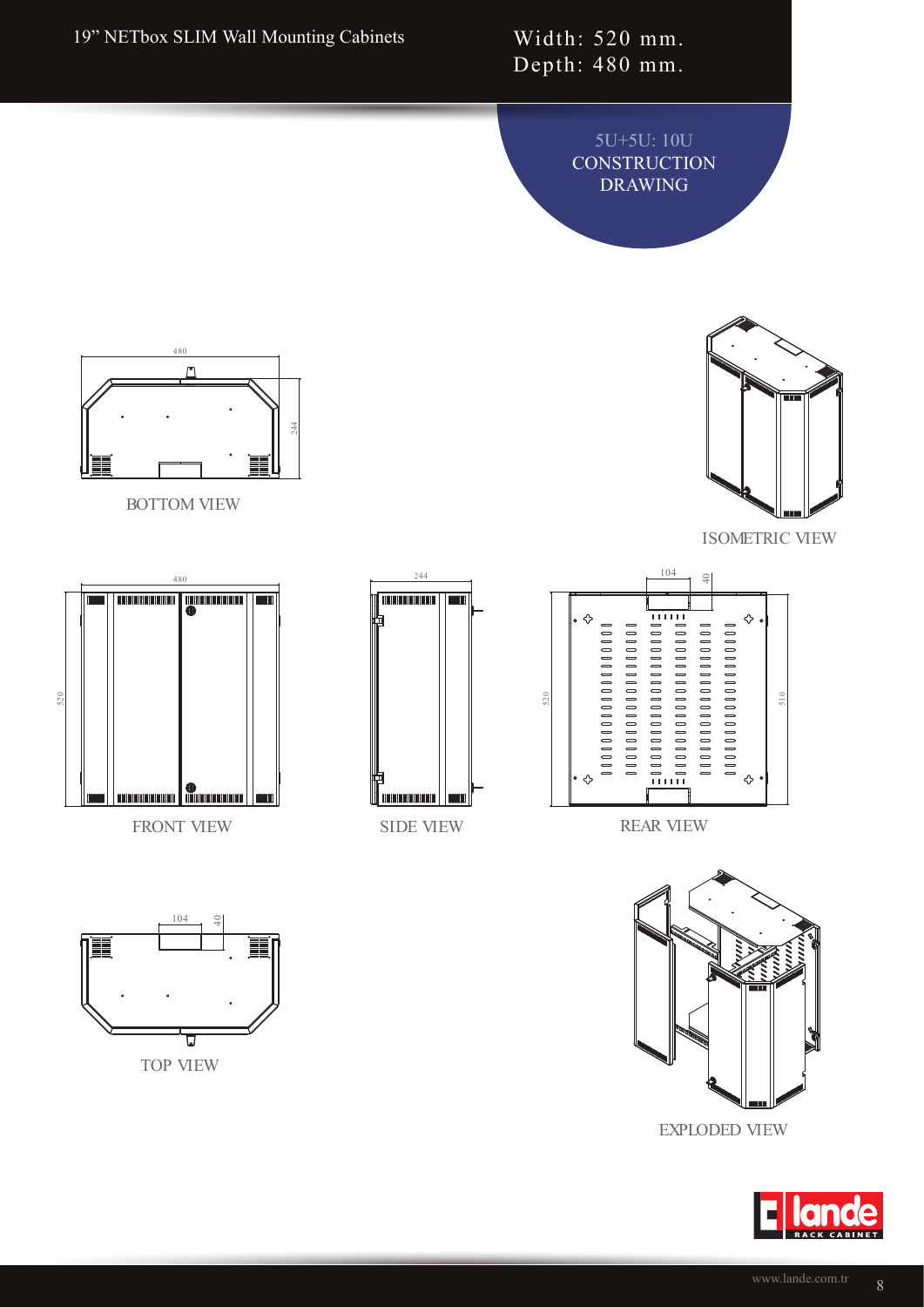# 19" NETbox SLIM Wall Mounting Cabinets

Width: 520 mm.
Depth: 480 mm.

## 5U+5U: 10U
## CONSTRUCTION DRAWING

480
244

BOTTOM VIEW

ISOMETRIC VIEW

480
520

FRONT VIEW

244

SIDE VIEW

104
40
520
510

REAR VIEW

104
40

TOP VIEW

EXPLODED VIEW

lande RACK CABINET

www.lande.com.tr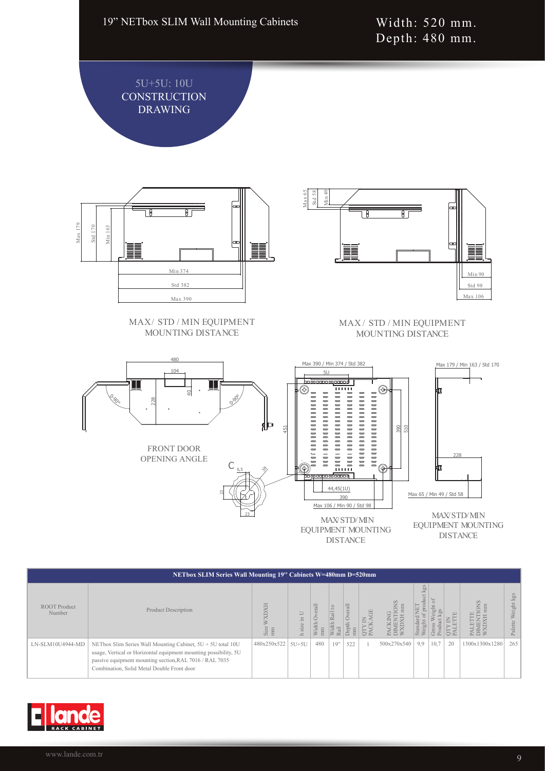# 19" NETbox SLIM Wall Mounting Cabinets

Width: 520 mm.
Depth: 480 mm.

## 5U+5U: 10U CONSTRUCTION DRAWING

Max 179
Std 170
Min 163
Min 374
Std 382
Max 390

MAX/ STD / MIN EQUIPMENT MOUNTING DISTANCE

Max 65
Std 58
Min 49
Min 90
Std 98
Max 106

MAX/ STD / MIN EQUIPMENT MOUNTING DISTANCE

480
104
40
228
0-90°
0-90°

FRONT DOOR OPENING ANGLE

C
6,5
38
23
23

Max 390 / Min 374 / Std 382
5U
451
390
510
44,45(1U)
390
Max 106 / Min 90 / Std 98

MAX/STD/MIN EQUIPMENT MOUNTING DISTANCE

Max 179 / Min 163 / Std 170
228
Max 65 / Min 49 / Std 58

MAX/STD/MIN EQUIPMENT MOUNTING DISTANCE

| NETbox SLIM Series Wall Mounting 19" Cabinets W=480mm D=520mm | | | | | | | | | | | | | | |
|---|---|---|---|---|---|---|---|---|---|---|---|---|---|---|
| ROOT Product Number | Product Description | Size WXDXH mm | h size in U | Width Overall mm | Width Rail to Rail | Depth Overall mm | QTY IN PACKAGE | PACKING DIMENTIONS WXDXH mm | Standard NET Weight of product kgs | Gross Weight of Product kgs | QTY IN PALETTE | PALETTE DIMENTIONS WXDXH mm | Palette Weight kgs |
| LN-SLM10U4944-MD | NETbox Slim Series Wall Mounting Cabinet, 5U + 5U total 10U usage, Vertical or Horizontal equipment mounting possibility, 5U passive equipment mounting section,RAL 7016 / RAL 7035 Combination, Solid Metal Double Front door | 480x250x522 | 5U+5U | 480 | 19" | 522 | 1 | 500x270x540 | 9,9 | 10,7 | 20 | 1300x1300x1280 | 265 |

lande RACK CABINET

www.lande.com.tr